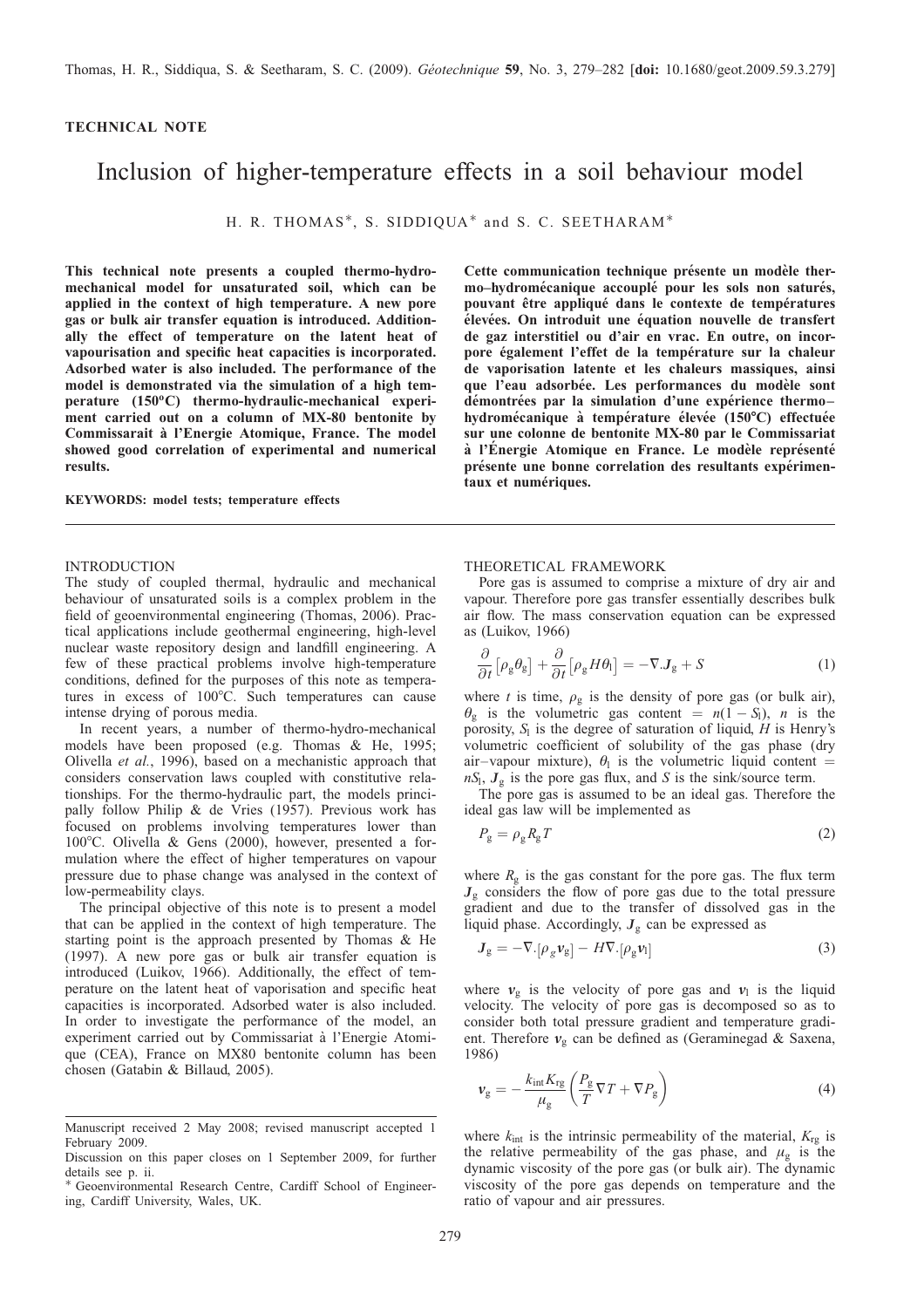Thomas, H. R., Siddiqua, S. & Seetharam, S. C. (2009). *Géotechnique* **59**, No. 3, 279–282 [**doi:** 10.1680/geot.2009.59.3.279]

**TECHNICAL NOTE**

# Inclusion of higher-temperature effects in a soil behaviour model

H. R. THOMAS*, S. SIDDIQUA* and S. C. SEETHARAM*

**This technical note presents a coupled thermo-hydro-mechanical model for unsaturated soil, which can be applied in the context of high temperature. A new pore gas or bulk air transfer equation is introduced. Additionally the effect of temperature on the latent heat of vapourisation and specific heat capacities is incorporated. Adsorbed water is also included. The performance of the model is demonstrated via the simulation of a high temperature (150°C) thermo-hydraulic-mechanical experiment carried out on a column of MX-80 bentonite by Commissarait à l'Energie Atomique, France. The model showed good correlation of experimental and numerical results.**

**KEYWORDS: model tests; temperature effects**

**Cette communication technique présente un modèle thermo–hydromécanique accouplé pour les sols non saturés, pouvant être appliqué dans le contexte de températures élevées. On introduit une équation nouvelle de transfert de gaz interstitiel ou d'air en vrac. En outre, on incorpore également l'effet de la température sur la chaleur de vaporisation latente et les chaleurs massiques, ainsi que l'eau adsorbée. Les performances du modèle sont démontrées par la simulation d'une expérience thermo–hydromécanique à température élevée (150°C) effectuée sur une colonne de bentonite MX-80 par le Commissariat à l'Énergie Atomique en France. Le modèle représenté présente une bonne correlation des resultants expérimentaux et numériques.**

## INTRODUCTION

The study of coupled thermal, hydraulic and mechanical behaviour of unsaturated soils is a complex problem in the field of geoenvironmental engineering (Thomas, 2006). Practical applications include geothermal engineering, high-level nuclear waste repository design and landfill engineering. A few of these practical problems involve high-temperature conditions, defined for the purposes of this note as temperatures in excess of 100°C. Such temperatures can cause intense drying of porous media.

In recent years, a number of thermo-hydro-mechanical models have been proposed (e.g. Thomas & He, 1995; Olivella *et al.*, 1996), based on a mechanistic approach that considers conservation laws coupled with constitutive relationships. For the thermo-hydraulic part, the models principally follow Philip & de Vries (1957). Previous work has focused on problems involving temperatures lower than 100°C. Olivella & Gens (2000), however, presented a formulation where the effect of higher temperatures on vapour pressure due to phase change was analysed in the context of low-permeability clays.

The principal objective of this note is to present a model that can be applied in the context of high temperature. The starting point is the approach presented by Thomas & He (1997). A new pore gas or bulk air transfer equation is introduced (Luikov, 1966). Additionally, the effect of temperature on the latent heat of vaporisation and specific heat capacities is incorporated. Adsorbed water is also included. In order to investigate the performance of the model, an experiment carried out by Commissariat à l'Energie Atomique (CEA), France on MX80 bentonite column has been chosen (Gatabin & Billaud, 2005).

Manuscript received 2 May 2008; revised manuscript accepted 1 February 2009.

Discussion on this paper closes on 1 September 2009, for further details see p. ii.

* Geoenvironmental Research Centre, Cardiff School of Engineering, Cardiff University, Wales, UK.

## THEORETICAL FRAMEWORK

Pore gas is assumed to comprise a mixture of dry air and vapour. Therefore pore gas transfer essentially describes bulk air flow. The mass conservation equation can be expressed as (Luikov, 1966)

$$\frac{\partial}{\partial t}\left[\rho_g \theta_g\right] + \frac{\partial}{\partial t}\left[\rho_g H \theta_l\right] = -\nabla . \boldsymbol{J}_g + S \tag{1}$$

where $t$ is time, $\rho_g$ is the density of pore gas (or bulk air), $\theta_g$ is the volumetric gas content $= n(1 - S_l)$, $n$ is the porosity, $S_l$ is the degree of saturation of liquid, $H$ is Henry's volumetric coefficient of solubility of the gas phase (dry air–vapour mixture), $\theta_l$ is the volumetric liquid content $= nS_l$, $\boldsymbol{J}_g$ is the pore gas flux, and $S$ is the sink/source term.

The pore gas is assumed to be an ideal gas. Therefore the ideal gas law will be implemented as

$$P_g = \rho_g R_g T \tag{2}$$

where $R_g$ is the gas constant for the pore gas. The flux term $\boldsymbol{J}_g$ considers the flow of pore gas due to the total pressure gradient and due to the transfer of dissolved gas in the liquid phase. Accordingly, $\boldsymbol{J}_g$ can be expressed as

$$\boldsymbol{J}_g = -\nabla . \left[\rho_g \boldsymbol{v}_g\right] - H \nabla . \left[\rho_g \boldsymbol{v}_l\right] \tag{3}$$

where $\boldsymbol{v}_g$ is the velocity of pore gas and $\boldsymbol{v}_l$ is the liquid velocity. The velocity of pore gas is decomposed so as to consider both total pressure gradient and temperature gradient. Therefore $\boldsymbol{v}_g$ can be defined as (Geraminegad & Saxena, 1986)

$$\boldsymbol{v}_g = -\frac{k_{int} K_{rg}}{\mu_g}\left(\frac{P_g}{T}\nabla T + \nabla P_g\right) \tag{4}$$

where $k_{int}$ is the intrinsic permeability of the material, $K_{rg}$ is the relative permeability of the gas phase, and $\mu_g$ is the dynamic viscosity of the pore gas (or bulk air). The dynamic viscosity of the pore gas depends on temperature and the ratio of vapour and air pressures.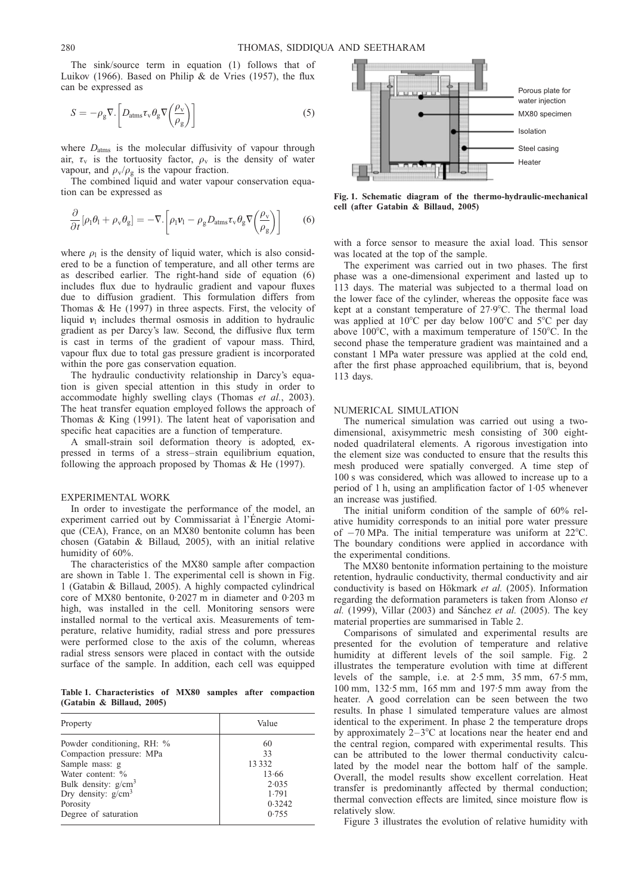The sink/source term in equation (1) follows that of Luikov (1966). Based on Philip & de Vries (1957), the flux can be expressed as

$$S = -\rho_g \nabla \cdot \left[ D_{atms} \tau_v \theta_g \nabla \left( \frac{\rho_v}{\rho_g} \right) \right] \tag{5}$$

where $D_{atms}$ is the molecular diffusivity of vapour through air, $\tau_v$ is the tortuosity factor, $\rho_v$ is the density of water vapour, and $\rho_v/\rho_g$ is the vapour fraction.

The combined liquid and water vapour conservation equation can be expressed as

$$\frac{\partial}{\partial t}[\rho_l \theta_l + \rho_v \theta_g] = -\nabla \cdot \left[ \rho_l \boldsymbol{v}_l - \rho_g D_{atms} \tau_v \theta_g \nabla \left( \frac{\rho_v}{\rho_g} \right) \right] \tag{6}$$

where $\rho_l$ is the density of liquid water, which is also considered to be a function of temperature, and all other terms are as described earlier. The right-hand side of equation (6) includes flux due to hydraulic gradient and vapour fluxes due to diffusion gradient. This formulation differs from Thomas & He (1997) in three aspects. First, the velocity of liquid $\boldsymbol{v}_l$ includes thermal osmosis in addition to hydraulic gradient as per Darcy's law. Second, the diffusive flux term is cast in terms of the gradient of vapour mass. Third, vapour flux due to total gas pressure gradient is incorporated within the pore gas conservation equation.

The hydraulic conductivity relationship in Darcy's equation is given special attention in this study in order to accommodate highly swelling clays (Thomas *et al.*, 2003). The heat transfer equation employed follows the approach of Thomas & King (1991). The latent heat of vaporisation and specific heat capacities are a function of temperature.

A small-strain soil deformation theory is adopted, expressed in terms of a stress–strain equilibrium equation, following the approach proposed by Thomas & He (1997).

## EXPERIMENTAL WORK

In order to investigate the performance of the model, an experiment carried out by Commissariat à l'Énergie Atomique (CEA), France, on an MX80 bentonite column has been chosen (Gatabin & Billaud, 2005), with an initial relative humidity of 60%.

The characteristics of the MX80 sample after compaction are shown in Table 1. The experimental cell is shown in Fig. 1 (Gatabin & Billaud, 2005). A highly compacted cylindrical core of MX80 bentonite, 0·2027 m in diameter and 0·203 m high, was installed in the cell. Monitoring sensors were installed normal to the vertical axis. Measurements of temperature, relative humidity, radial stress and pore pressures were performed close to the axis of the column, whereas radial stress sensors were placed in contact with the outside surface of the sample. In addition, each cell was equipped with a force sensor to measure the axial load. This sensor was located at the top of the sample.

**Table 1. Characteristics of MX80 samples after compaction (Gatabin & Billaud, 2005)**

| Property | Value |
|---|---|
| Powder conditioning, RH: % | 60 |
| Compaction pressure: MPa | 33 |
| Sample mass: g | 13 332 |
| Water content: % | 13·66 |
| Bulk density: g/cm$^3$ | 2·035 |
| Dry density: g/cm$^3$ | 1·791 |
| Porosity | 0·3242 |
| Degree of saturation | 0·755 |

**Fig. 1. Schematic diagram of the thermo-hydraulic-mechanical cell (after Gatabin & Billaud, 2005)**

The experiment was carried out in two phases. The first phase was a one-dimensional experiment and lasted up to 113 days. The material was subjected to a thermal load on the lower face of the cylinder, whereas the opposite face was kept at a constant temperature of 27·9°C. The thermal load was applied at 10°C per day below 100°C and 5°C per day above 100°C, with a maximum temperature of 150°C. In the second phase the temperature gradient was maintained and a constant 1 MPa water pressure was applied at the cold end, after the first phase approached equilibrium, that is, beyond 113 days.

## NUMERICAL SIMULATION

The numerical simulation was carried out using a two-dimensional, axisymmetric mesh consisting of 300 eight-noded quadrilateral elements. A rigorous investigation into the element size was conducted to ensure that the results this mesh produced were spatially converged. A time step of 100 s was considered, which was allowed to increase up to a period of 1 h, using an amplification factor of 1·05 whenever an increase was justified.

The initial uniform condition of the sample of 60% relative humidity corresponds to an initial pore water pressure of −70 MPa. The initial temperature was uniform at 22°C. The boundary conditions were applied in accordance with the experimental conditions.

The MX80 bentonite information pertaining to the moisture retention, hydraulic conductivity, thermal conductivity and air conductivity is based on Hökmark *et al.* (2005). Information regarding the deformation parameters is taken from Alonso *et al.* (1999), Villar (2003) and Sánchez *et al.* (2005). The key material properties are summarised in Table 2.

Comparisons of simulated and experimental results are presented for the evolution of temperature and relative humidity at different levels of the soil sample. Fig. 2 illustrates the temperature evolution with time at different levels of the sample, i.e. at 2·5 mm, 35 mm, 67·5 mm, 100 mm, 132·5 mm, 165 mm and 197·5 mm away from the heater. A good correlation can be seen between the two results. In phase 1 simulated temperature values are almost identical to the experiment. In phase 2 the temperature drops by approximately 2–3°C at locations near the heater end and the central region, compared with experimental results. This can be attributed to the lower thermal conductivity calculated by the model near the bottom half of the sample. Overall, the model results show excellent correlation. Heat transfer is predominantly affected by thermal conduction; thermal convection effects are limited, since moisture flow is relatively slow.

Figure 3 illustrates the evolution of relative humidity with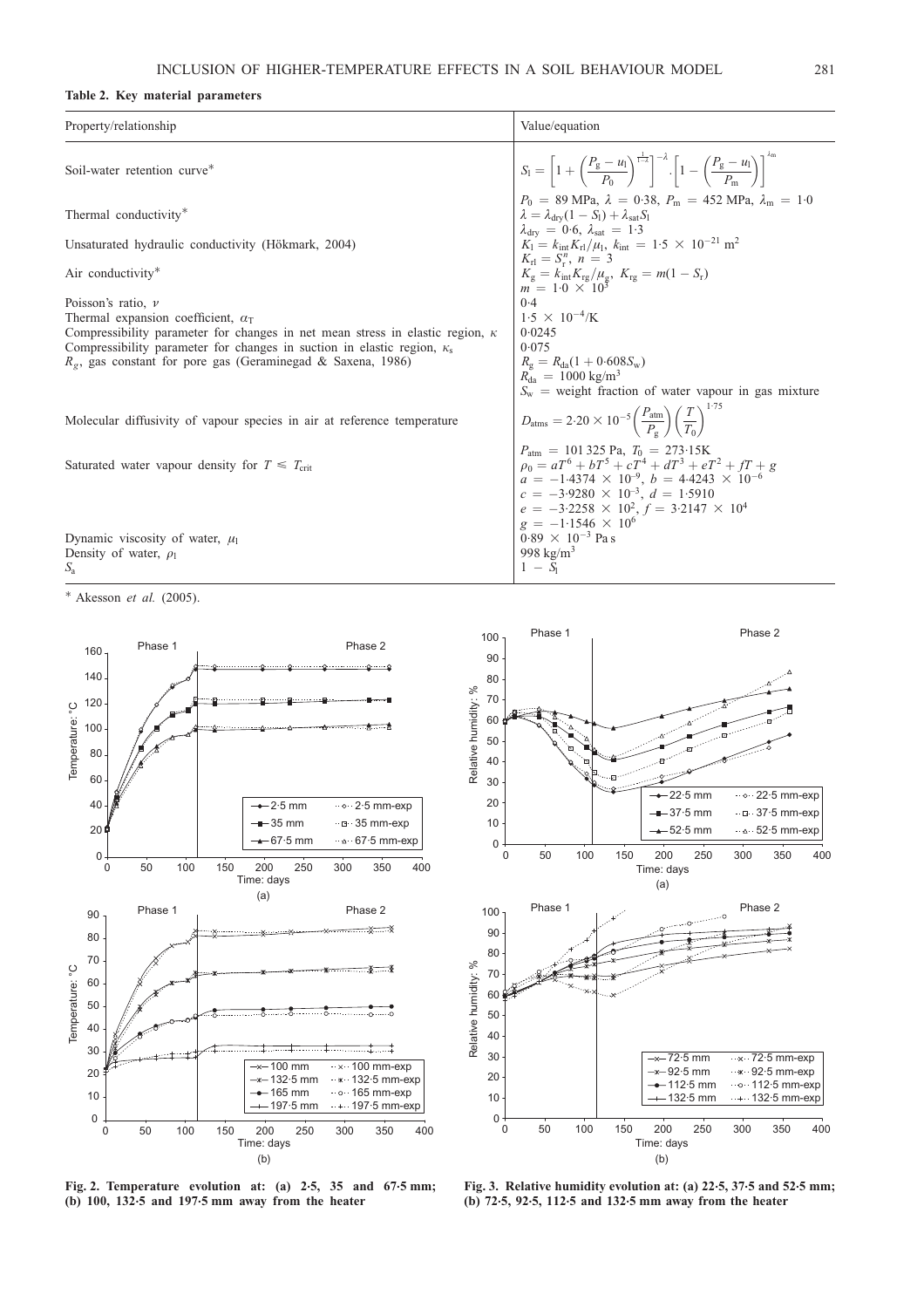**Table 2. Key material parameters**

| Property/relationship | Value/equation |
|---|---|
| Soil-water retention curve* | $S_l = \left[1 + \left(\frac{P_g - u_l}{P_0}\right)^{\frac{1}{1-\lambda}}\right]^{-\lambda} \cdot \left[1 - \left(\frac{P_g - u_l}{P_m}\right)\right]^{\lambda_m}$ |
| | $P_0 = 89$ MPa, $\lambda = 0{\cdot}38$, $P_m = 452$ MPa, $\lambda_m = 1{\cdot}0$ |
| Thermal conductivity* | $\lambda = \lambda_{dry}(1 - S_l) + \lambda_{sat} S_l$ |
| | $\lambda_{dry} = 0{\cdot}6$, $\lambda_{sat} = 1{\cdot}3$ |
| Unsaturated hydraulic conductivity (Hökmark, 2004) | $K_l = k_{int} K_{rl}/\mu_l$, $k_{int} = 1{\cdot}5 \times 10^{-21}$ m$^2$ |
| | $K_{rl} = S_r^n$, $n = 3$ |
| Air conductivity* | $K_g = k_{int} K_{rg}/\mu_g$, $K_{rg} = m(1 - S_r)$ |
| | $m = 1{\cdot}0 \times 10^3$ |
| Poisson's ratio, $\nu$ | 0·4 |
| Thermal expansion coefficient, $\alpha_T$ | $1{\cdot}5 \times 10^{-4}$/K |
| Compressibility parameter for changes in net mean stress in elastic region, $\kappa$ | 0·0245 |
| Compressibility parameter for changes in suction in elastic region, $\kappa_s$ | 0·075 |
| $R_g$, gas constant for pore gas (Geraminegad & Saxena, 1986) | $R_g = R_{da}(1 + 0{\cdot}608 S_w)$ |
| | $R_{da} = 1000$ kg/m$^3$ |
| | $S_w$ = weight fraction of water vapour in gas mixture |
| Molecular diffusivity of vapour species in air at reference temperature | $D_{atms} = 2{\cdot}20 \times 10^{-5} \left(\frac{P_{atm}}{P_g}\right)\left(\frac{T}{T_0}\right)^{1{\cdot}75}$ |
| | $P_{atm} = 101\,325$ Pa, $T_0 = 273{\cdot}15$K |
| Saturated water vapour density for $T \leqslant T_{crit}$ | $\rho_0 = aT^6 + bT^5 + cT^4 + dT^3 + eT^2 + fT + g$ |
| | $a = -1{\cdot}4374 \times 10^{-9}$, $b = 4{\cdot}4243 \times 10^{-6}$ |
| | $c = -3{\cdot}9280 \times 10^{-3}$, $d = 1{\cdot}5910$ |
| | $e = -3{\cdot}2258 \times 10^2$, $f = 3{\cdot}2147 \times 10^4$ |
| | $g = -1{\cdot}1546 \times 10^6$ |
| Dynamic viscosity of water, $\mu_l$ | $0{\cdot}89 \times 10^{-3}$ Pa s |
| Density of water, $\rho_l$ | 998 kg/m$^3$ |
| $S_a$ | $1 - S_l$ |

\* Akesson *et al.* (2005).

**Fig. 2. Temperature evolution at: (a) 2·5, 35 and 67·5 mm; (b) 100, 132·5 and 197·5 mm away from the heater**

**Fig. 3. Relative humidity evolution at: (a) 22·5, 37·5 and 52·5 mm; (b) 72·5, 92·5, 112·5 and 132·5 mm away from the heater**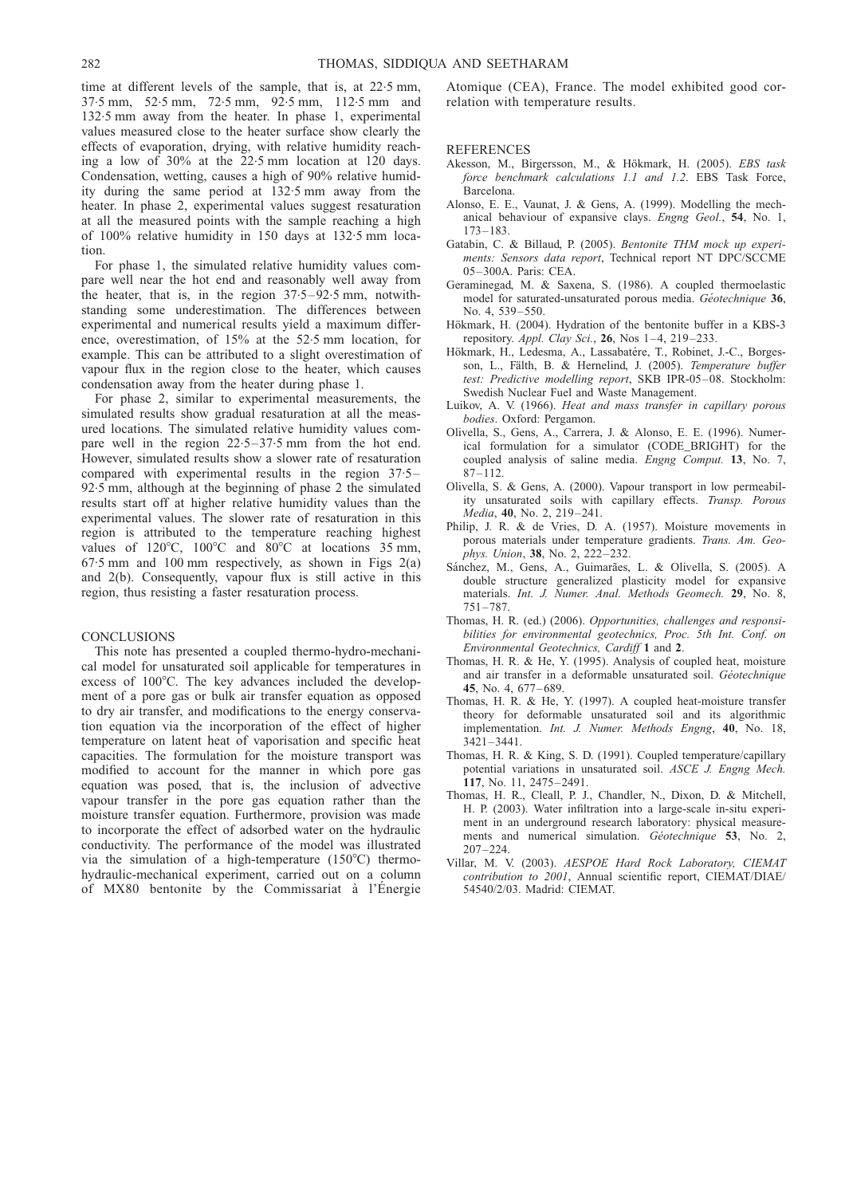time at different levels of the sample, that is, at 22·5 mm, 37·5 mm, 52·5 mm, 72·5 mm, 92·5 mm, 112·5 mm and 132·5 mm away from the heater. In phase 1, experimental values measured close to the heater surface show clearly the effects of evaporation, drying, with relative humidity reaching a low of 30% at the 22·5 mm location at 120 days. Condensation, wetting, causes a high of 90% relative humidity during the same period at 132·5 mm away from the heater. In phase 2, experimental values suggest resaturation at all the measured points with the sample reaching a high of 100% relative humidity in 150 days at 132·5 mm location.

For phase 1, the simulated relative humidity values compare well near the hot end and reasonably well away from the heater, that is, in the region 37·5–92·5 mm, notwithstanding some underestimation. The differences between experimental and numerical results yield a maximum difference, overestimation, of 15% at the 52·5 mm location, for example. This can be attributed to a slight overestimation of vapour flux in the region close to the heater, which causes condensation away from the heater during phase 1.

For phase 2, similar to experimental measurements, the simulated results show gradual resaturation at all the measured locations. The simulated relative humidity values compare well in the region 22·5–37·5 mm from the hot end. However, simulated results show a slower rate of resaturation compared with experimental results in the region 37·5–92·5 mm, although at the beginning of phase 2 the simulated results start off at higher relative humidity values than the experimental values. The slower rate of resaturation in this region is attributed to the temperature reaching highest values of 120°C, 100°C and 80°C at locations 35 mm, 67·5 mm and 100 mm respectively, as shown in Figs 2(a) and 2(b). Consequently, vapour flux is still active in this region, thus resisting a faster resaturation process.

## CONCLUSIONS

This note has presented a coupled thermo-hydro-mechanical model for unsaturated soil applicable for temperatures in excess of 100°C. The key advances included the development of a pore gas or bulk air transfer equation as opposed to dry air transfer, and modifications to the energy conservation equation via the incorporation of the effect of higher temperature on latent heat of vaporisation and specific heat capacities. The formulation for the moisture transport was modified to account for the manner in which pore gas equation was posed, that is, the inclusion of advective vapour transfer in the pore gas equation rather than the moisture transfer equation. Furthermore, provision was made to incorporate the effect of adsorbed water on the hydraulic conductivity. The performance of the model was illustrated via the simulation of a high-temperature (150°C) thermo-hydraulic-mechanical experiment, carried out on a column of MX80 bentonite by the Commissariat à l'Énergie Atomique (CEA), France. The model exhibited good correlation with temperature results.

## REFERENCES

Akesson, M., Birgersson, M., & Hökmark, H. (2005). *EBS task force benchmark calculations 1.1 and 1.2*. EBS Task Force, Barcelona.

Alonso, E. E., Vaunat, J. & Gens, A. (1999). Modelling the mechanical behaviour of expansive clays. *Engng Geol.*, **54**, No. 1, 173–183.

Gatabin, C. & Billaud, P. (2005). *Bentonite THM mock up experiments: Sensors data report*, Technical report NT DPC/SCCME 05–300A. Paris: CEA.

Geraminegad, M. & Saxena, S. (1986). A coupled thermoelastic model for saturated-unsaturated porous media. *Géotechnique* **36**, No. 4, 539–550.

Hökmark, H. (2004). Hydration of the bentonite buffer in a KBS-3 repository. *Appl. Clay Sci.*, **26**, Nos 1–4, 219–233.

Hökmark, H., Ledesma, A., Lassabatére, T., Robinet, J.-C., Borgesson, L., Fälth, B. & Hernelind, J. (2005). *Temperature buffer test: Predictive modelling report*, SKB IPR-05–08. Stockholm: Swedish Nuclear Fuel and Waste Management.

Luikov, A. V. (1966). *Heat and mass transfer in capillary porous bodies*. Oxford: Pergamon.

Olivella, S., Gens, A., Carrera, J. & Alonso, E. E. (1996). Numerical formulation for a simulator (CODE_BRIGHT) for the coupled analysis of saline media. *Engng Comput.* **13**, No. 7, 87–112.

Olivella, S. & Gens, A. (2000). Vapour transport in low permeability unsaturated soils with capillary effects. *Transp. Porous Media*, **40**, No. 2, 219–241.

Philip, J. R. & de Vries, D. A. (1957). Moisture movements in porous materials under temperature gradients. *Trans. Am. Geophys. Union*, **38**, No. 2, 222–232.

Sánchez, M., Gens, A., Guimarães, L. & Olivella, S. (2005). A double structure generalized plasticity model for expansive materials. *Int. J. Numer. Anal. Methods Geomech.* **29**, No. 8, 751–787.

Thomas, H. R. (ed.) (2006). *Opportunities, challenges and responsibilities for environmental geotechnics, Proc. 5th Int. Conf. on Environmental Geotechnics, Cardiff* **1** and **2**.

Thomas, H. R. & He, Y. (1995). Analysis of coupled heat, moisture and air transfer in a deformable unsaturated soil. *Géotechnique* **45**, No. 4, 677–689.

Thomas, H. R. & He, Y. (1997). A coupled heat-moisture transfer theory for deformable unsaturated soil and its algorithmic implementation. *Int. J. Numer. Methods Engng*, **40**, No. 18, 3421–3441.

Thomas, H. R. & King, S. D. (1991). Coupled temperature/capillary potential variations in unsaturated soil. *ASCE J. Engng Mech.* **117**, No. 11, 2475–2491.

Thomas, H. R., Cleall, P. J., Chandler, N., Dixon, D. & Mitchell, H. P. (2003). Water infiltration into a large-scale in-situ experiment in an underground research laboratory: physical measurements and numerical simulation. *Géotechnique* **53**, No. 2, 207–224.

Villar, M. V. (2003). *AESPOE Hard Rock Laboratory, CIEMAT contribution to 2001*, Annual scientific report, CIEMAT/DIAE/54540/2/03. Madrid: CIEMAT.